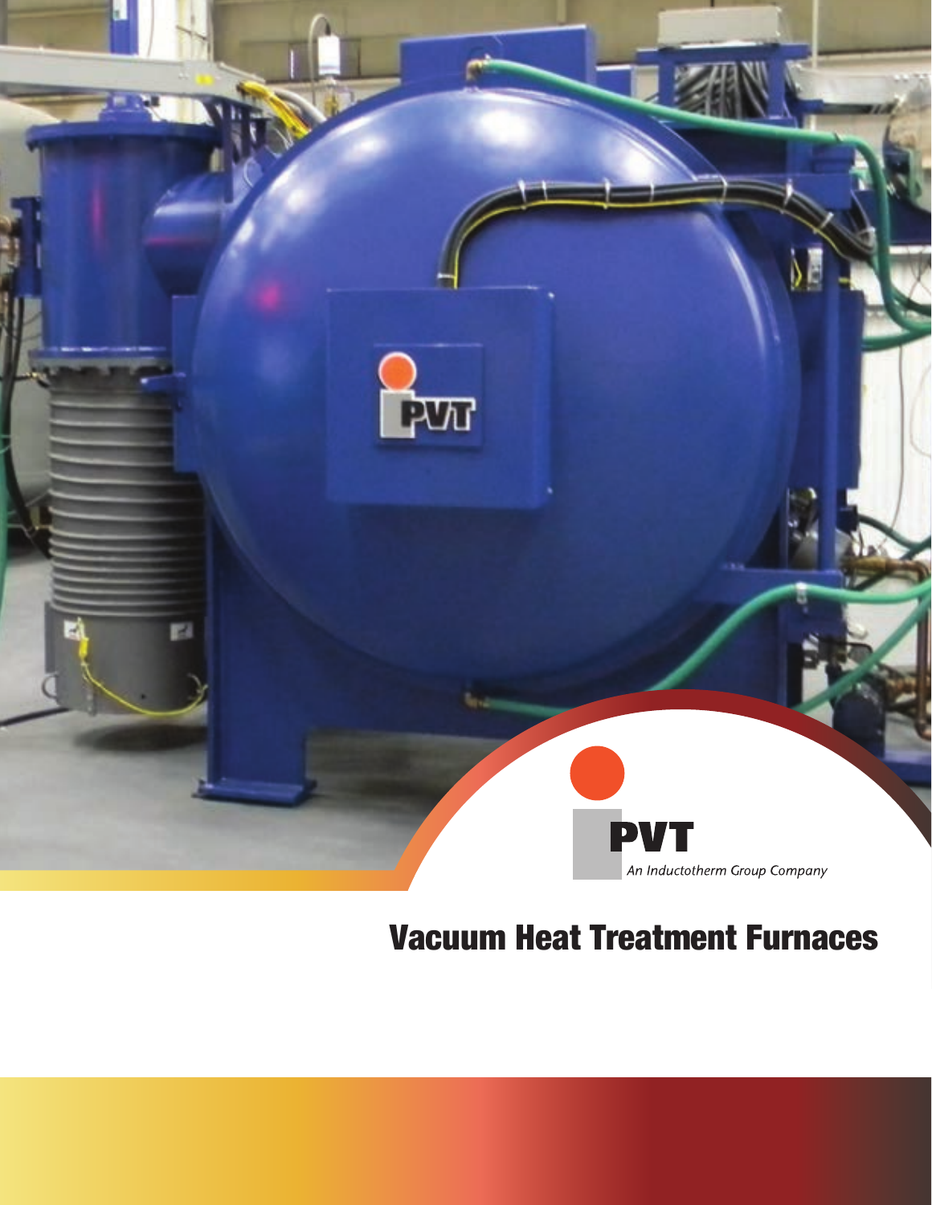PVT

*An Inductotherm Group Company*

# Vacuum Heat Treatment Furnaces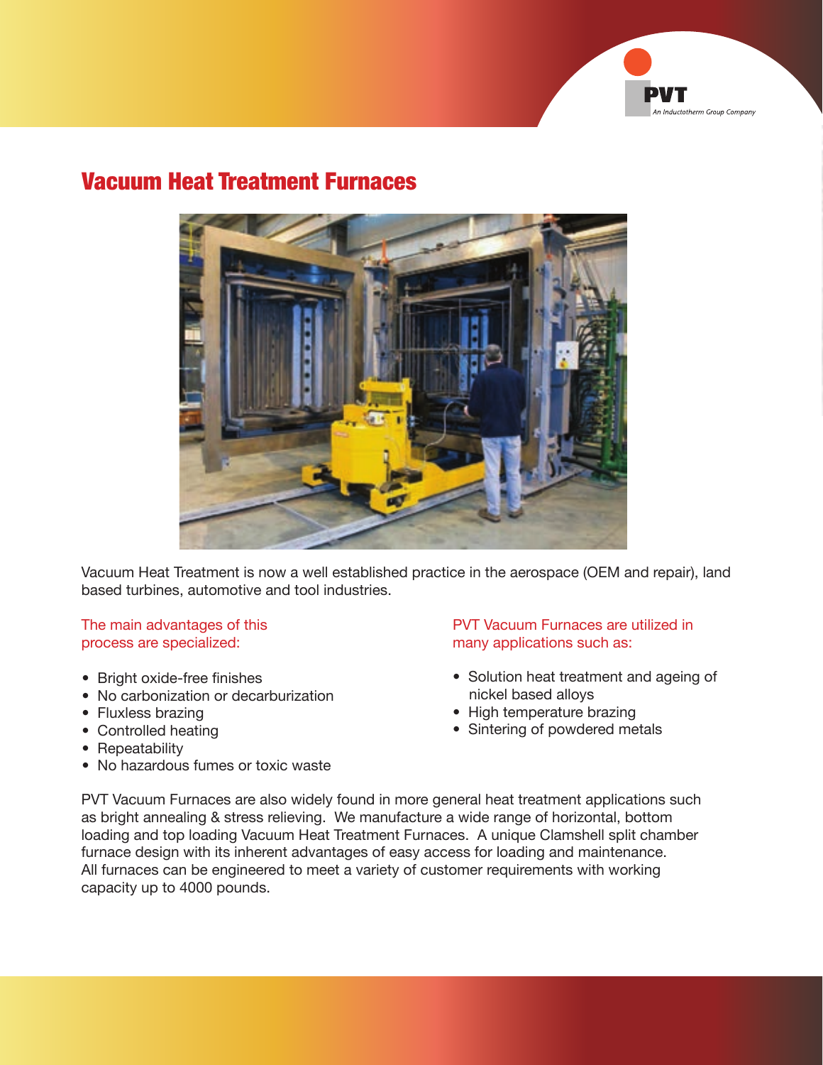# Vacuum Heat Treatment Furnaces

Vacuum Heat Treatment is now a well established practice in the aerospace (OEM and repair), land based turbines, automotive and tool industries.

The main advantages of this process are specialized:

- Bright oxide-free finishes
- No carbonization or decarburization
- Fluxless brazing
- Controlled heating
- Repeatability
- No hazardous fumes or toxic waste

PVT Vacuum Furnaces are utilized in many applications such as:

- Solution heat treatment and ageing of nickel based alloys
- High temperature brazing
- Sintering of powdered metals

PVT Vacuum Furnaces are also widely found in more general heat treatment applications such as bright annealing & stress relieving. We manufacture a wide range of horizontal, bottom loading and top loading Vacuum Heat Treatment Furnaces. A unique Clamshell split chamber furnace design with its inherent advantages of easy access for loading and maintenance. All furnaces can be engineered to meet a variety of customer requirements with working capacity up to 4000 pounds.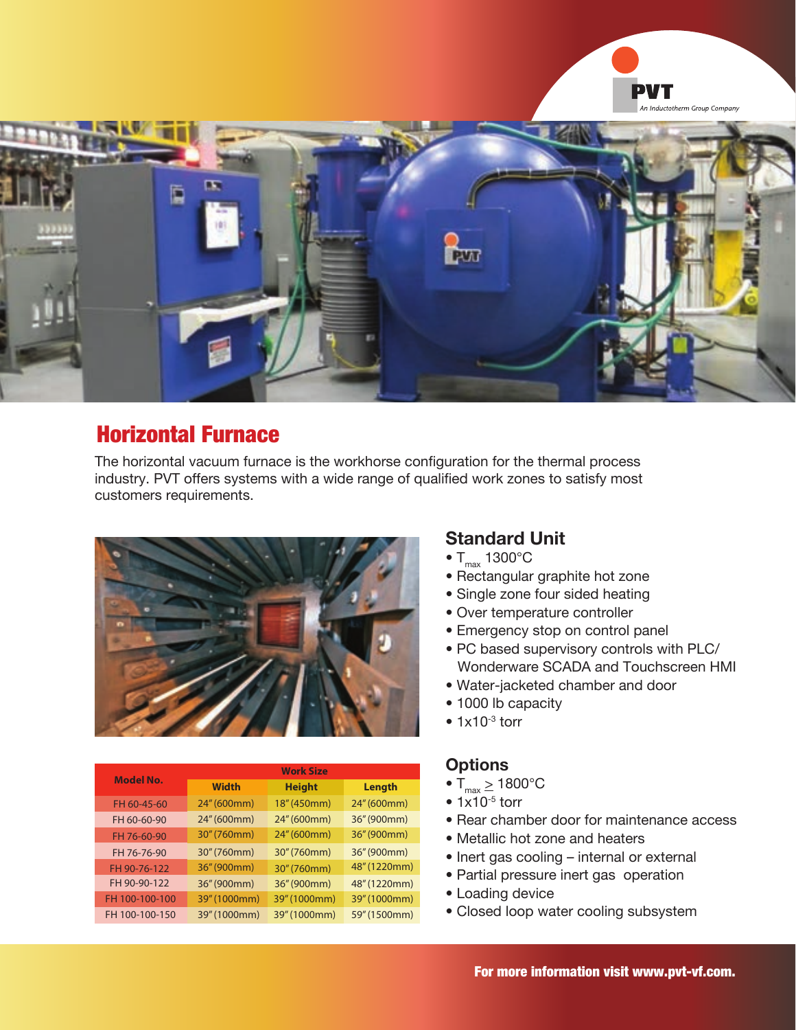## Horizontal Furnace

The horizontal vacuum furnace is the workhorse configuration for the thermal process industry. PVT offers systems with a wide range of qualified work zones to satisfy most customers requirements.

### Standard Unit

- $T_{max}$ 1300°C
- Rectangular graphite hot zone
- Single zone four sided heating
- Over temperature controller
- Emergency stop on control panel
- PC based supervisory controls with PLC/ Wonderware SCADA and Touchscreen HMI
- Water-jacketed chamber and door
- 1000 lb capacity
- $1x10^{-3}$ torr

| Model No. | Work Size | | |
|---|---|---|---|
| | Width | Height | Length |
| FH 60-45-60 | 24" (600mm) | 18" (450mm) | 24" (600mm) |
| FH 60-60-90 | 24" (600mm) | 24" (600mm) | 36" (900mm) |
| FH 76-60-90 | 30" (760mm) | 24" (600mm) | 36" (900mm) |
| FH 76-76-90 | 30" (760mm) | 30" (760mm) | 36" (900mm) |
| FH 90-76-122 | 36" (900mm) | 30" (760mm) | 48" (1220mm) |
| FH 90-90-122 | 36" (900mm) | 36" (900mm) | 48" (1220mm) |
| FH 100-100-100 | 39" (1000mm) | 39" (1000mm) | 39" (1000mm) |
| FH 100-100-150 | 39" (1000mm) | 39" (1000mm) | 59" (1500mm) |

### Options

- $T_{max} \geq$ 1800°C
- $1x10^{-5}$ torr
- Rear chamber door for maintenance access
- Metallic hot zone and heaters
- Inert gas cooling – internal or external
- Partial pressure inert gas operation
- Loading device
- Closed loop water cooling subsystem

**For more information visit www.pvt-vf.com.**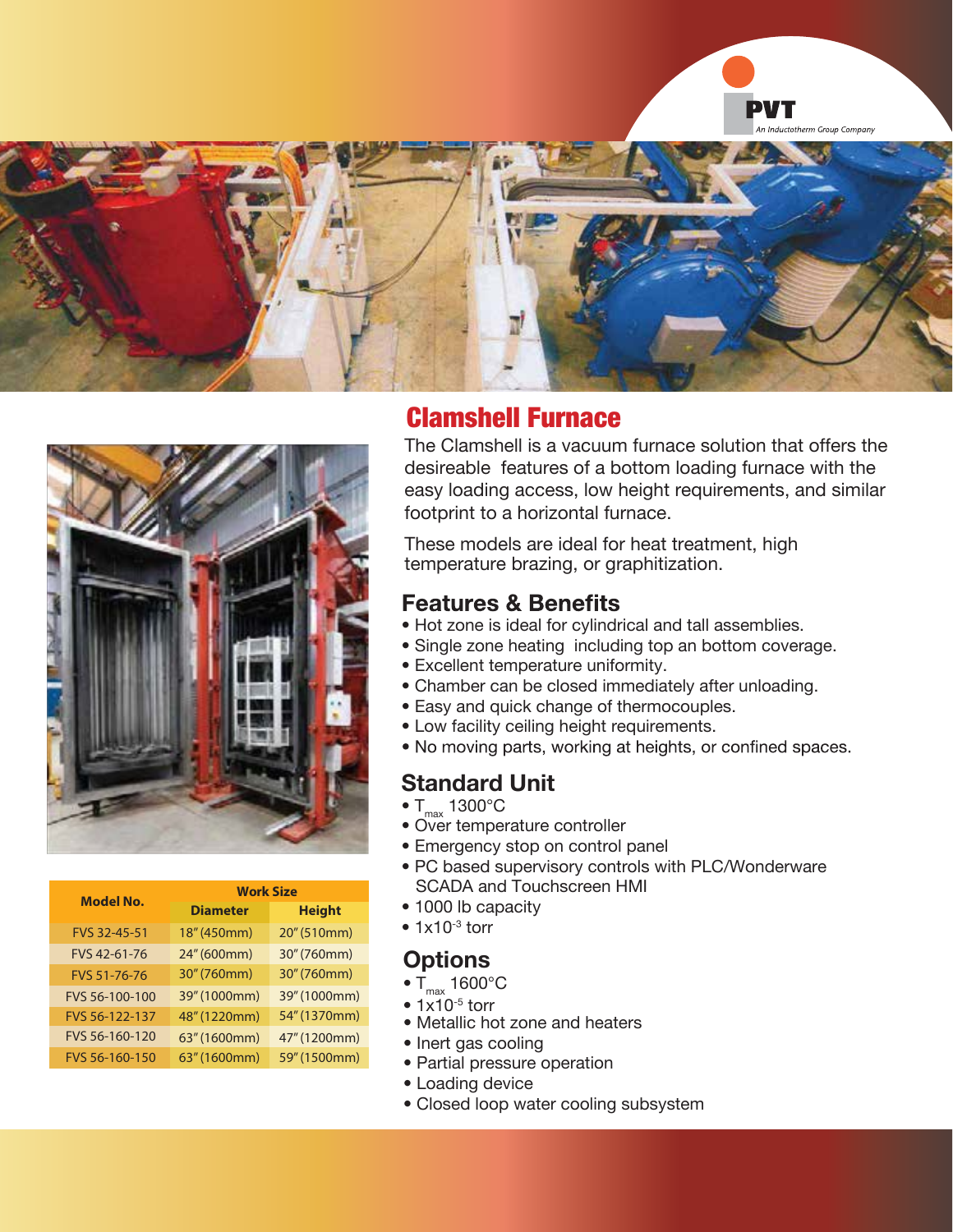PVT

*An Inductotherm Group Company*

# Clamshell Furnace

The Clamshell is a vacuum furnace solution that offers the desireable features of a bottom loading furnace with the easy loading access, low height requirements, and similar footprint to a horizontal furnace.

These models are ideal for heat treatment, high temperature brazing, or graphitization.

| Model No. | Work Size | |
|---|---|---|
| | Diameter | Height |
| FVS 32-45-51 | 18" (450mm) | 20" (510mm) |
| FVS 42-61-76 | 24" (600mm) | 30" (760mm) |
| FVS 51-76-76 | 30" (760mm) | 30" (760mm) |
| FVS 56-100-100 | 39" (1000mm) | 39" (1000mm) |
| FVS 56-122-137 | 48" (1220mm) | 54" (1370mm) |
| FVS 56-160-120 | 63" (1600mm) | 47" (1200mm) |
| FVS 56-160-150 | 63" (1600mm) | 59" (1500mm) |

## Features & Benefits

- Hot zone is ideal for cylindrical and tall assemblies.
- Single zone heating including top an bottom coverage.
- Excellent temperature uniformity.
- Chamber can be closed immediately after unloading.
- Easy and quick change of thermocouples.
- Low facility ceiling height requirements.
- No moving parts, working at heights, or confined spaces.

## Standard Unit

- $T_{max}$ 1300°C
- Over temperature controller
- Emergency stop on control panel
- PC based supervisory controls with PLC/Wonderware SCADA and Touchscreen HMI
- 1000 lb capacity
- $1x10^{-3}$ torr

## Options

- $T_{max}$ 1600°C
- $1x10^{-5}$ torr
- Metallic hot zone and heaters
- Inert gas cooling
- Partial pressure operation
- Loading device
- Closed loop water cooling subsystem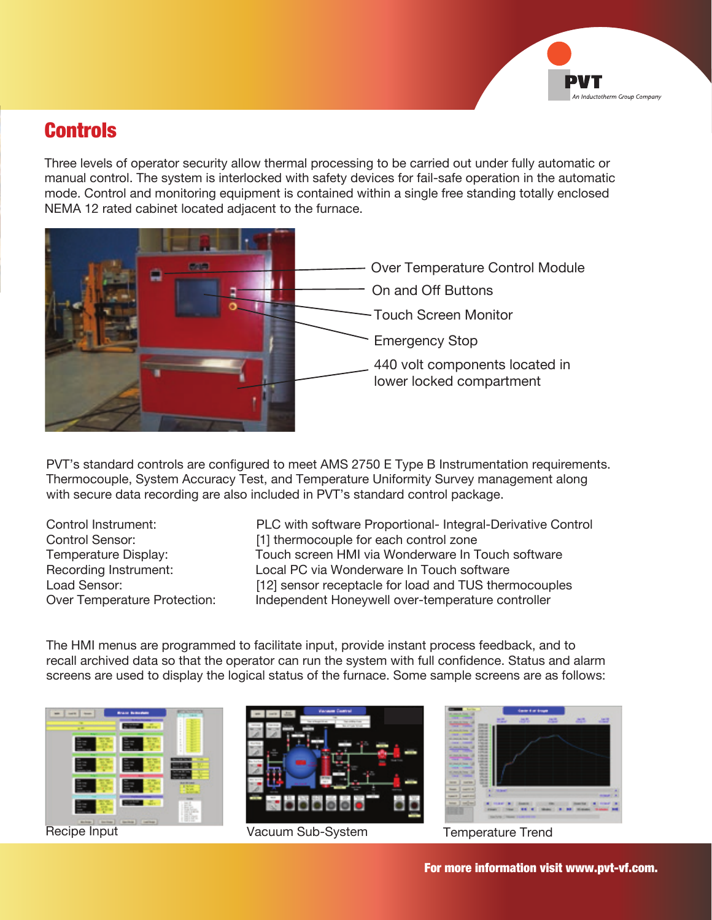## Controls

Three levels of operator security allow thermal processing to be carried out under fully automatic or manual control. The system is interlocked with safety devices for fail-safe operation in the automatic mode. Control and monitoring equipment is contained within a single free standing totally enclosed NEMA 12 rated cabinet located adjacent to the furnace.

Over Temperature Control Module

On and Off Buttons

Touch Screen Monitor

Emergency Stop

440 volt components located in lower locked compartment

PVT's standard controls are configured to meet AMS 2750 E Type B Instrumentation requirements. Thermocouple, System Accuracy Test, and Temperature Uniformity Survey management along with secure data recording are also included in PVT's standard control package.

| | |
|---|---|
| Control Instrument: | PLC with software Proportional- Integral-Derivative Control |
| Control Sensor: | [1] thermocouple for each control zone |
| Temperature Display: | Touch screen HMI via Wonderware In Touch software |
| Recording Instrument: | Local PC via Wonderware In Touch software |
| Load Sensor: | [12] sensor receptacle for load and TUS thermocouples |
| Over Temperature Protection: | Independent Honeywell over-temperature controller |

The HMI menus are programmed to facilitate input, provide instant process feedback, and to recall archived data so that the operator can run the system with full confidence. Status and alarm screens are used to display the logical status of the furnace. Some sample screens are as follows:

Recipe Input

Vacuum Sub-System

Temperature Trend

**For more information visit www.pvt-vf.com.**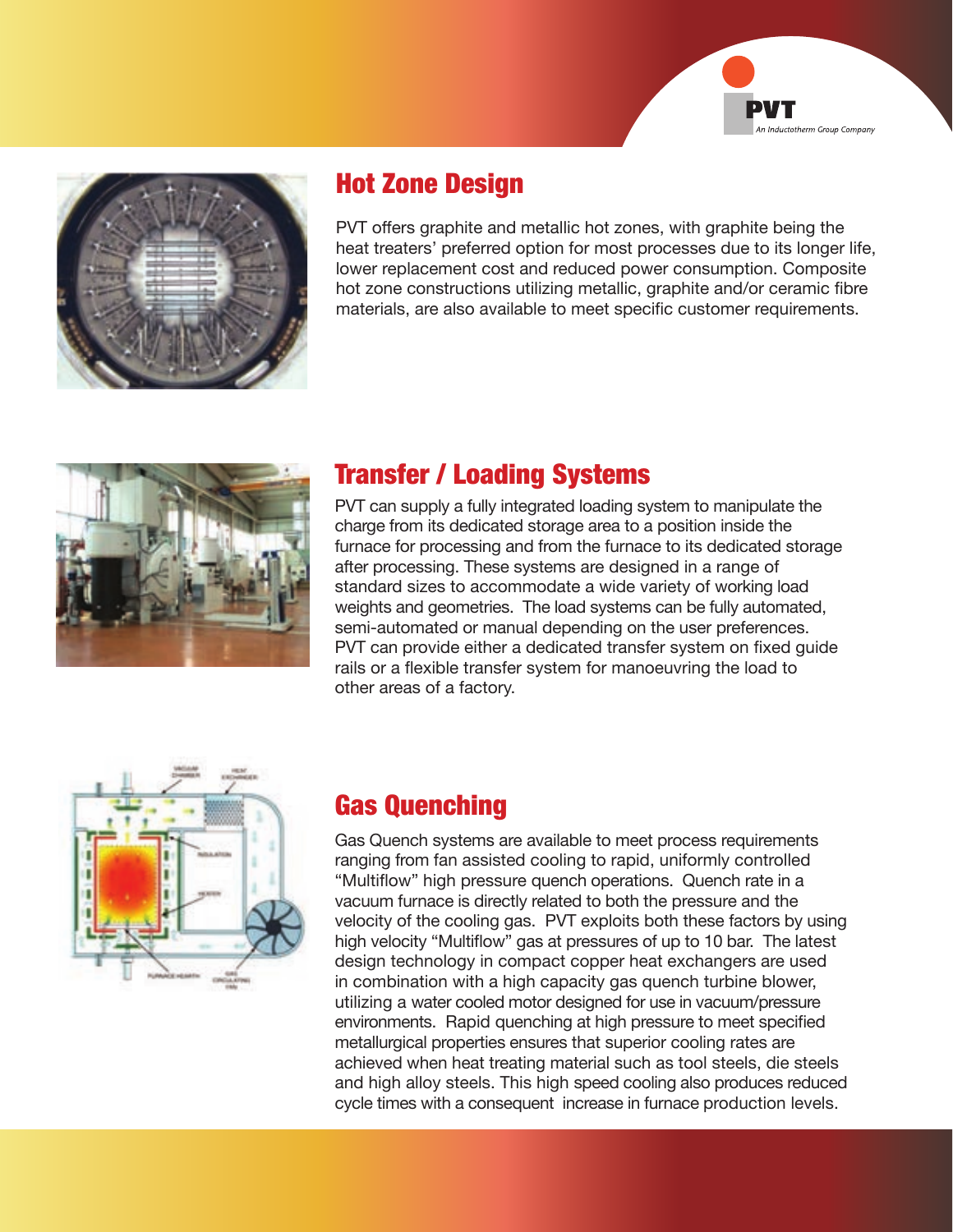## Hot Zone Design

PVT offers graphite and metallic hot zones, with graphite being the heat treaters' preferred option for most processes due to its longer life, lower replacement cost and reduced power consumption. Composite hot zone constructions utilizing metallic, graphite and/or ceramic fibre materials, are also available to meet specific customer requirements.

## Transfer / Loading Systems

PVT can supply a fully integrated loading system to manipulate the charge from its dedicated storage area to a position inside the furnace for processing and from the furnace to its dedicated storage after processing. These systems are designed in a range of standard sizes to accommodate a wide variety of working load weights and geometries. The load systems can be fully automated, semi-automated or manual depending on the user preferences. PVT can provide either a dedicated transfer system on fixed guide rails or a flexible transfer system for manoeuvring the load to other areas of a factory.

## Gas Quenching

Gas Quench systems are available to meet process requirements ranging from fan assisted cooling to rapid, uniformly controlled "Multiflow" high pressure quench operations. Quench rate in a vacuum furnace is directly related to both the pressure and the velocity of the cooling gas. PVT exploits both these factors by using high velocity "Multiflow" gas at pressures of up to 10 bar. The latest design technology in compact copper heat exchangers are used in combination with a high capacity gas quench turbine blower, utilizing a water cooled motor designed for use in vacuum/pressure environments. Rapid quenching at high pressure to meet specified metallurgical properties ensures that superior cooling rates are achieved when heat treating material such as tool steels, die steels and high alloy steels. This high speed cooling also produces reduced cycle times with a consequent increase in furnace production levels.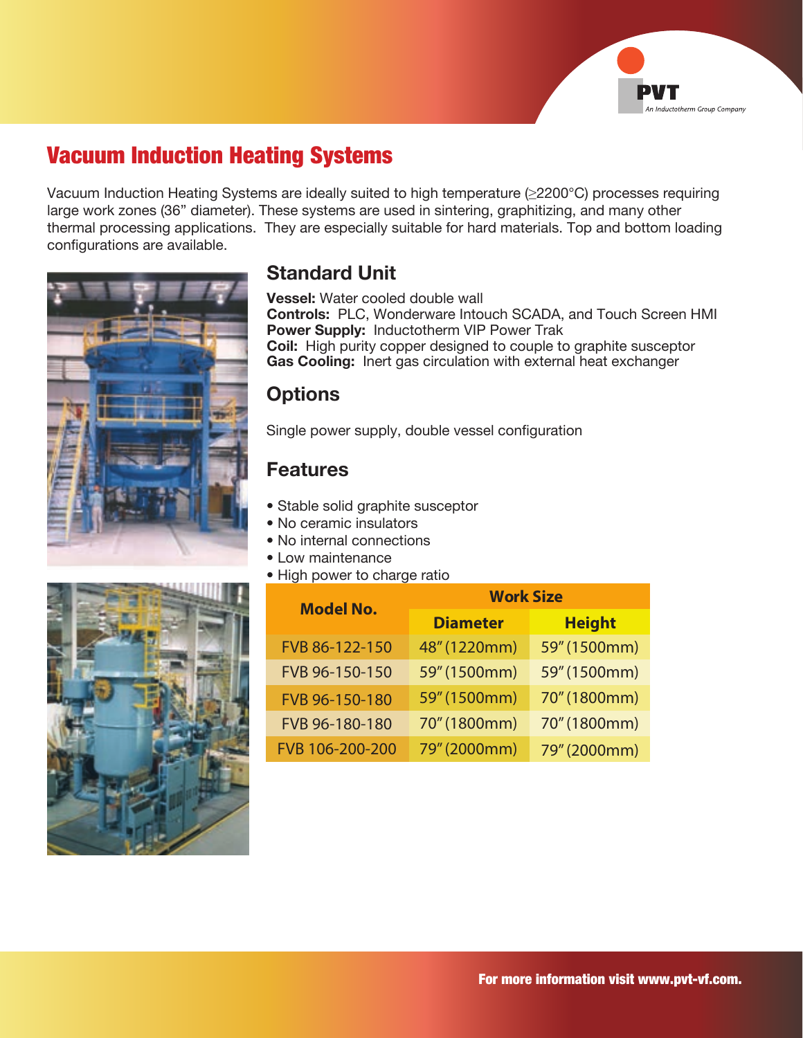# Vacuum Induction Heating Systems

Vacuum Induction Heating Systems are ideally suited to high temperature (≥2200°C) processes requiring large work zones (36" diameter). These systems are used in sintering, graphitizing, and many other thermal processing applications. They are especially suitable for hard materials. Top and bottom loading configurations are available.

## Standard Unit

**Vessel:** Water cooled double wall
**Controls:** PLC, Wonderware Intouch SCADA, and Touch Screen HMI
**Power Supply:** Inductotherm VIP Power Trak
**Coil:** High purity copper designed to couple to graphite susceptor
**Gas Cooling:** Inert gas circulation with external heat exchanger

## Options

Single power supply, double vessel configuration

## Features

- Stable solid graphite susceptor
- No ceramic insulators
- No internal connections
- Low maintenance
- High power to charge ratio

| Model No. | Work Size | |
|---|---|---|
| | Diameter | Height |
| FVB 86-122-150 | 48" (1220mm) | 59" (1500mm) |
| FVB 96-150-150 | 59" (1500mm) | 59" (1500mm) |
| FVB 96-150-180 | 59" (1500mm) | 70" (1800mm) |
| FVB 96-180-180 | 70" (1800mm) | 70" (1800mm) |
| FVB 106-200-200 | 79" (2000mm) | 79" (2000mm) |

For more information visit www.pvt-vf.com.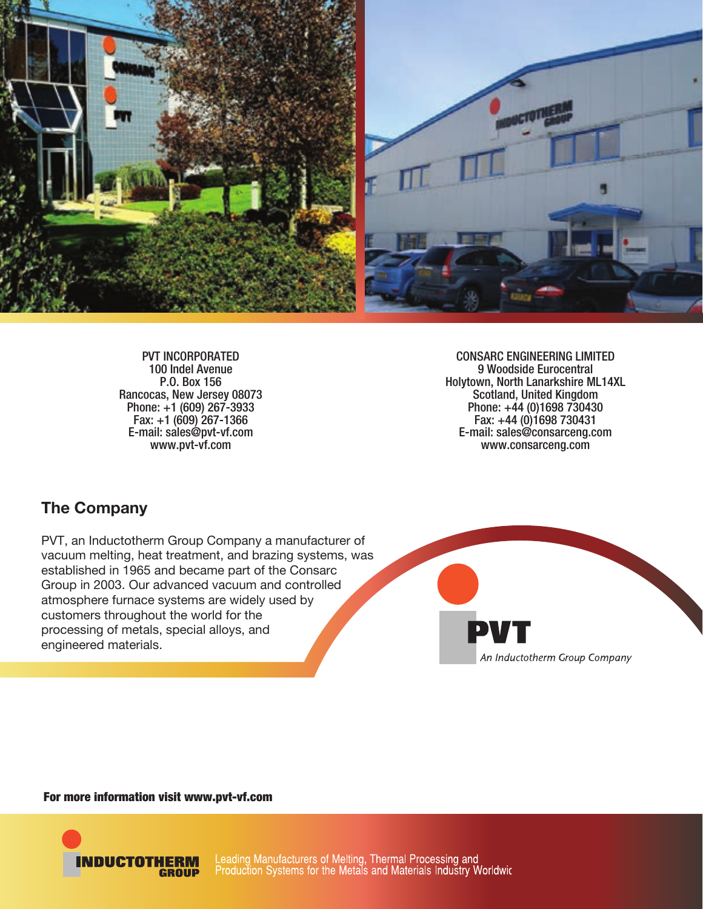PVT INCORPORATED
100 Indel Avenue
P.O. Box 156
Rancocas, New Jersey 08073
Phone: +1 (609) 267-3933
Fax: +1 (609) 267-1366
E-mail: sales@pvt-vf.com
www.pvt-vf.com

CONSARC ENGINEERING LIMITED
9 Woodside Eurocentral
Holytown, North Lanarkshire ML14XL
Scotland, United Kingdom
Phone: +44 (0)1698 730430
Fax: +44 (0)1698 730431
E-mail: sales@consarceng.com
www.consarceng.com

## The Company

PVT, an Inductotherm Group Company a manufacturer of vacuum melting, heat treatment, and brazing systems, was established in 1965 and became part of the Consarc Group in 2003. Our advanced vacuum and controlled atmosphere furnace systems are widely used by customers throughout the world for the processing of metals, special alloys, and engineered materials.

PVT
*An Inductotherm Group Company*

**For more information visit www.pvt-vf.com**

INDUCTOTHERM GROUP

Leading Manufacturers of Melting, Thermal Processing and Production Systems for the Metals and Materials Industry Worldwic